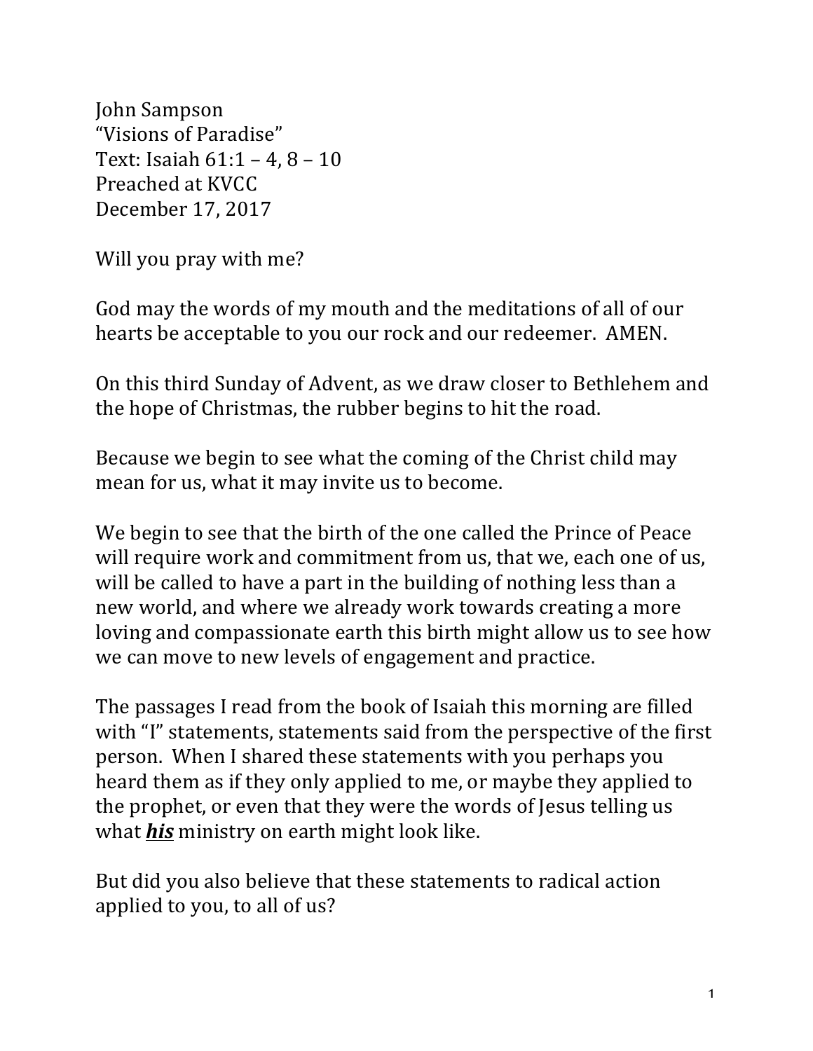John Sampson
"Visions of Paradise"
Text: Isaiah 61:1 – 4, 8 – 10
Preached at KVCC
December 17, 2017

Will you pray with me?

God may the words of my mouth and the meditations of all of our hearts be acceptable to you our rock and our redeemer. AMEN.

On this third Sunday of Advent, as we draw closer to Bethlehem and the hope of Christmas, the rubber begins to hit the road.

Because we begin to see what the coming of the Christ child may mean for us, what it may invite us to become.

We begin to see that the birth of the one called the Prince of Peace will require work and commitment from us, that we, each one of us, will be called to have a part in the building of nothing less than a new world, and where we already work towards creating a more loving and compassionate earth this birth might allow us to see how we can move to new levels of engagement and practice.

The passages I read from the book of Isaiah this morning are filled with "I" statements, statements said from the perspective of the first person. When I shared these statements with you perhaps you heard them as if they only applied to me, or maybe they applied to the prophet, or even that they were the words of Jesus telling us what ***<u>his</u>*** ministry on earth might look like.

But did you also believe that these statements to radical action applied to you, to all of us?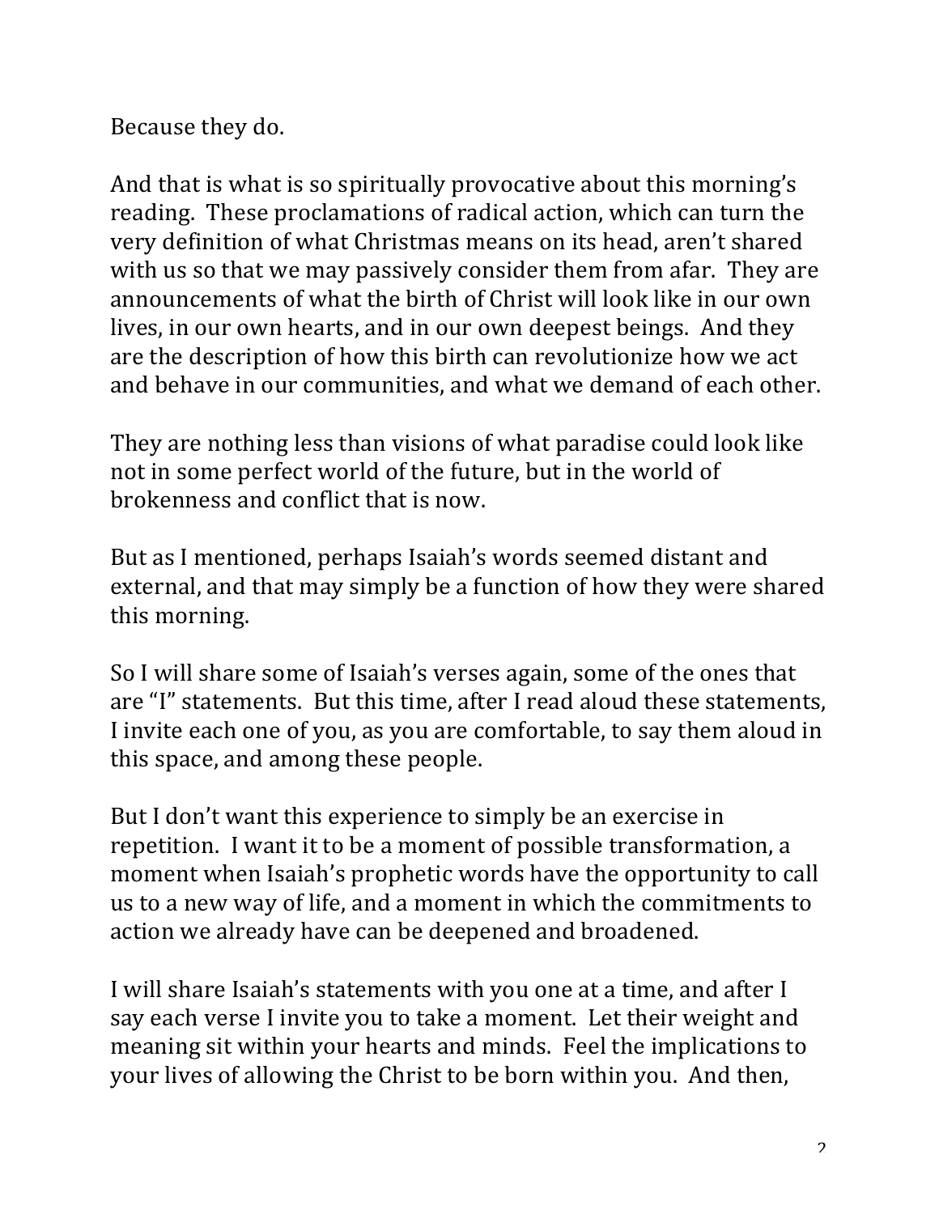Because they do.

And that is what is so spiritually provocative about this morning's reading. These proclamations of radical action, which can turn the very definition of what Christmas means on its head, aren't shared with us so that we may passively consider them from afar. They are announcements of what the birth of Christ will look like in our own lives, in our own hearts, and in our own deepest beings. And they are the description of how this birth can revolutionize how we act and behave in our communities, and what we demand of each other.

They are nothing less than visions of what paradise could look like not in some perfect world of the future, but in the world of brokenness and conflict that is now.

But as I mentioned, perhaps Isaiah's words seemed distant and external, and that may simply be a function of how they were shared this morning.

So I will share some of Isaiah's verses again, some of the ones that are "I" statements. But this time, after I read aloud these statements, I invite each one of you, as you are comfortable, to say them aloud in this space, and among these people.

But I don't want this experience to simply be an exercise in repetition. I want it to be a moment of possible transformation, a moment when Isaiah's prophetic words have the opportunity to call us to a new way of life, and a moment in which the commitments to action we already have can be deepened and broadened.

I will share Isaiah's statements with you one at a time, and after I say each verse I invite you to take a moment. Let their weight and meaning sit within your hearts and minds. Feel the implications to your lives of allowing the Christ to be born within you. And then,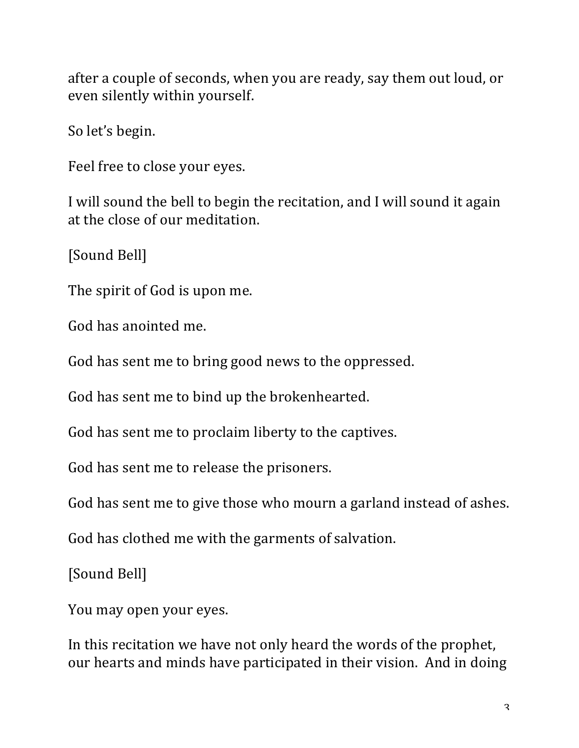after a couple of seconds, when you are ready, say them out loud, or even silently within yourself.

So let's begin.

Feel free to close your eyes.

I will sound the bell to begin the recitation, and I will sound it again at the close of our meditation.

[Sound Bell]

The spirit of God is upon me.

God has anointed me.

God has sent me to bring good news to the oppressed.

God has sent me to bind up the brokenhearted.

God has sent me to proclaim liberty to the captives.

God has sent me to release the prisoners.

God has sent me to give those who mourn a garland instead of ashes.

God has clothed me with the garments of salvation.

[Sound Bell]

You may open your eyes.

In this recitation we have not only heard the words of the prophet, our hearts and minds have participated in their vision. And in doing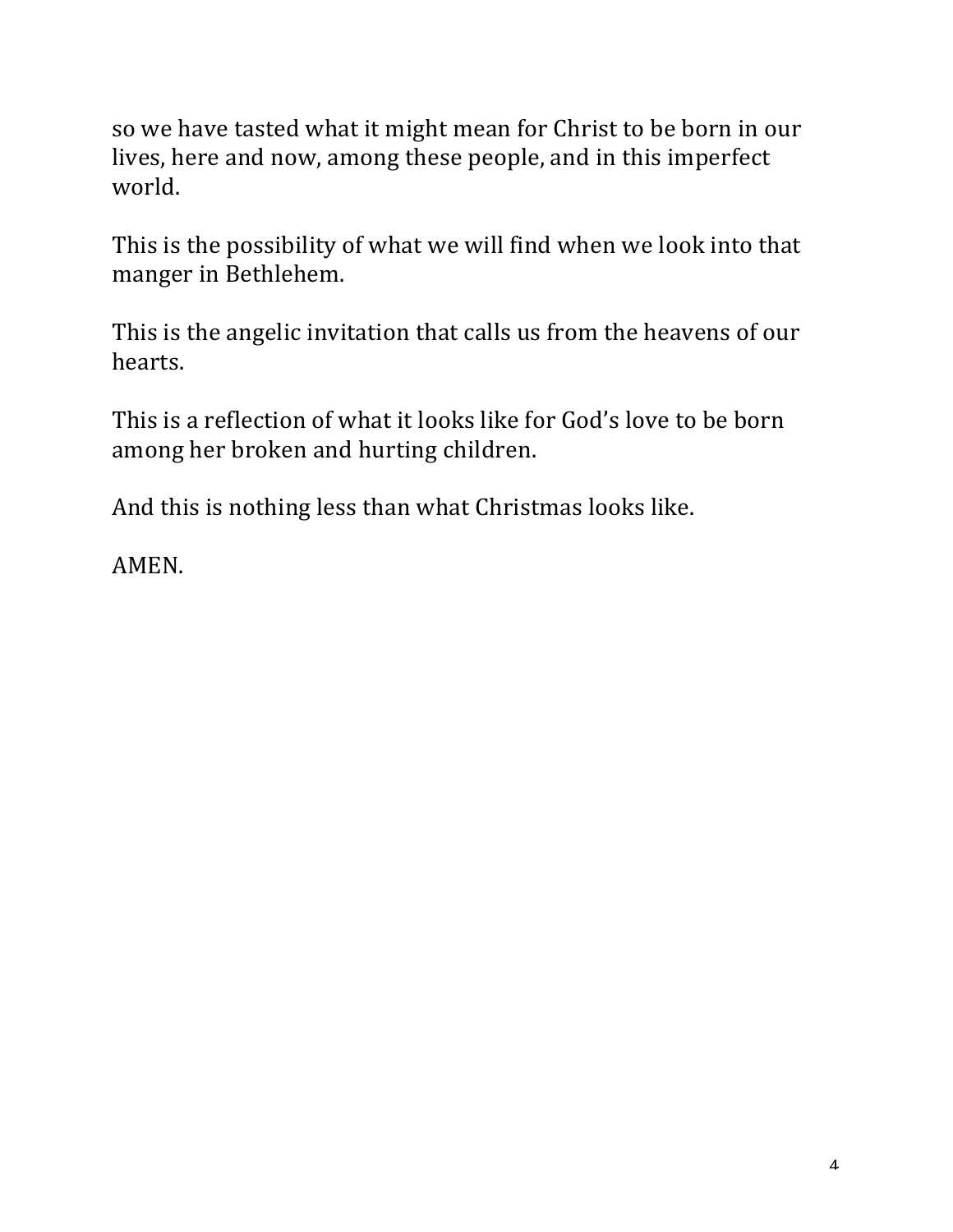so we have tasted what it might mean for Christ to be born in our lives, here and now, among these people, and in this imperfect world.

This is the possibility of what we will find when we look into that manger in Bethlehem.

This is the angelic invitation that calls us from the heavens of our hearts.

This is a reflection of what it looks like for God's love to be born among her broken and hurting children.

And this is nothing less than what Christmas looks like.

AMEN.